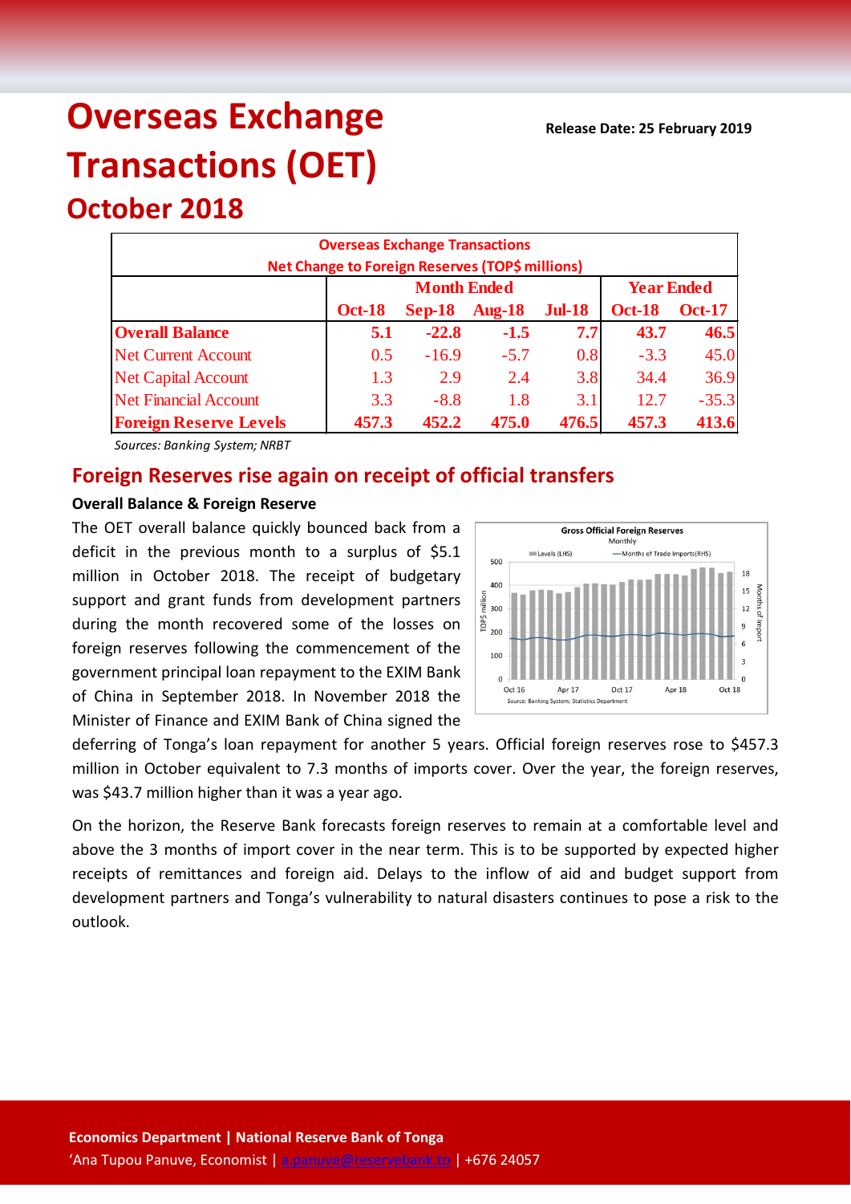# Overseas Exchange Transactions (OET)

## October 2018

**Release Date: 25 February 2019**

| Overseas Exchange Transactions<br>Net Change to Foreign Reserves (TOP$ millions) | | | | | | |
|---|---|---|---|---|---|---|
| | Month Ended | | | | Year Ended | |
| | Oct-18 | Sep-18 | Aug-18 | Jul-18 | Oct-18 | Oct-17 |
| **Overall Balance** | **5.1** | **-22.8** | **-1.5** | **7.7** | **43.7** | **46.5** |
| Net Current Account | 0.5 | -16.9 | -5.7 | 0.8 | -3.3 | 45.0 |
| Net Capital Account | 1.3 | 2.9 | 2.4 | 3.8 | 34.4 | 36.9 |
| Net Financial Account | 3.3 | -8.8 | 1.8 | 3.1 | 12.7 | -35.3 |
| **Foreign Reserve Levels** | **457.3** | **452.2** | **475.0** | **476.5** | **457.3** | **413.6** |

*Sources: Banking System; NRBT*

## Foreign Reserves rise again on receipt of official transfers

**Overall Balance & Foreign Reserve**

The OET overall balance quickly bounced back from a deficit in the previous month to a surplus of $5.1 million in October 2018. The receipt of budgetary support and grant funds from development partners during the month recovered some of the losses on foreign reserves following the commencement of the government principal loan repayment to the EXIM Bank of China in September 2018. In November 2018 the Minister of Finance and EXIM Bank of China signed the deferring of Tonga's loan repayment for another 5 years. Official foreign reserves rose to $457.3 million in October equivalent to 7.3 months of imports cover. Over the year, the foreign reserves, was $43.7 million higher than it was a year ago.

On the horizon, the Reserve Bank forecasts foreign reserves to remain at a comfortable level and above the 3 months of import cover in the near term. This is to be supported by expected higher receipts of remittances and foreign aid. Delays to the inflow of aid and budget support from development partners and Tonga's vulnerability to natural disasters continues to pose a risk to the outlook.

**Economics Department | National Reserve Bank of Tonga**
'Ana Tupou Panuve, Economist | a.panuve@reservebank.to | +676 24057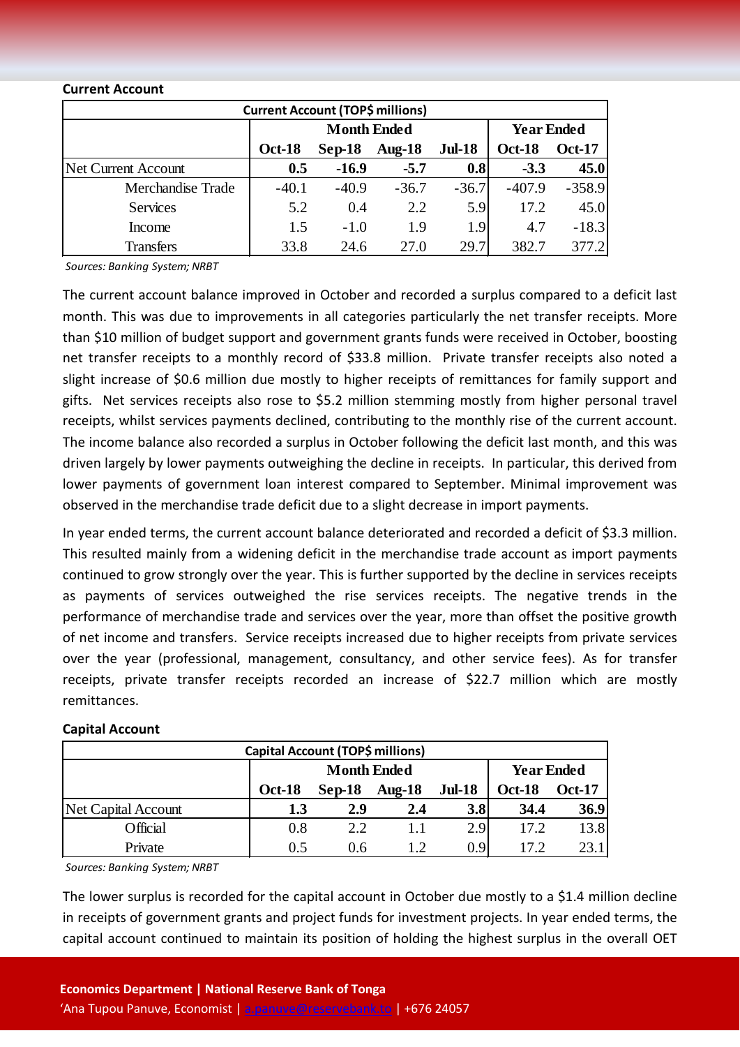**Current Account**

| Current Account (TOP$ millions) | | | | | | |
|---|---|---|---|---|---|---|
| | Month Ended | | | | Year Ended | |
| | Oct-18 | Sep-18 | Aug-18 | Jul-18 | Oct-18 | Oct-17 |
| Net Current Account | **0.5** | **-16.9** | **-5.7** | **0.8** | **-3.3** | **45.0** |
| Merchandise Trade | -40.1 | -40.9 | -36.7 | -36.7 | -407.9 | -358.9 |
| Services | 5.2 | 0.4 | 2.2 | 5.9 | 17.2 | 45.0 |
| Income | 1.5 | -1.0 | 1.9 | 1.9 | 4.7 | -18.3 |
| Transfers | 33.8 | 24.6 | 27.0 | 29.7 | 382.7 | 377.2 |

*Sources: Banking System; NRBT*

The current account balance improved in October and recorded a surplus compared to a deficit last month. This was due to improvements in all categories particularly the net transfer receipts. More than $10 million of budget support and government grants funds were received in October, boosting net transfer receipts to a monthly record of $33.8 million. Private transfer receipts also noted a slight increase of $0.6 million due mostly to higher receipts of remittances for family support and gifts. Net services receipts also rose to $5.2 million stemming mostly from higher personal travel receipts, whilst services payments declined, contributing to the monthly rise of the current account. The income balance also recorded a surplus in October following the deficit last month, and this was driven largely by lower payments outweighing the decline in receipts. In particular, this derived from lower payments of government loan interest compared to September. Minimal improvement was observed in the merchandise trade deficit due to a slight decrease in import payments.

In year ended terms, the current account balance deteriorated and recorded a deficit of $3.3 million. This resulted mainly from a widening deficit in the merchandise trade account as import payments continued to grow strongly over the year. This is further supported by the decline in services receipts as payments of services outweighed the rise services receipts. The negative trends in the performance of merchandise trade and services over the year, more than offset the positive growth of net income and transfers. Service receipts increased due to higher receipts from private services over the year (professional, management, consultancy, and other service fees). As for transfer receipts, private transfer receipts recorded an increase of $22.7 million which are mostly remittances.

**Capital Account**

| Capital Account (TOP$ millions) | | | | | | |
|---|---|---|---|---|---|---|
| | Month Ended | | | | Year Ended | |
| | Oct-18 | Sep-18 | Aug-18 | Jul-18 | Oct-18 | Oct-17 |
| Net Capital Account | **1.3** | **2.9** | **2.4** | **3.8** | **34.4** | **36.9** |
| Official | 0.8 | 2.2 | 1.1 | 2.9 | 17.2 | 13.8 |
| Private | 0.5 | 0.6 | 1.2 | 0.9 | 17.2 | 23.1 |

*Sources: Banking System; NRBT*

The lower surplus is recorded for the capital account in October due mostly to a $1.4 million decline in receipts of government grants and project funds for investment projects. In year ended terms, the capital account continued to maintain its position of holding the highest surplus in the overall OET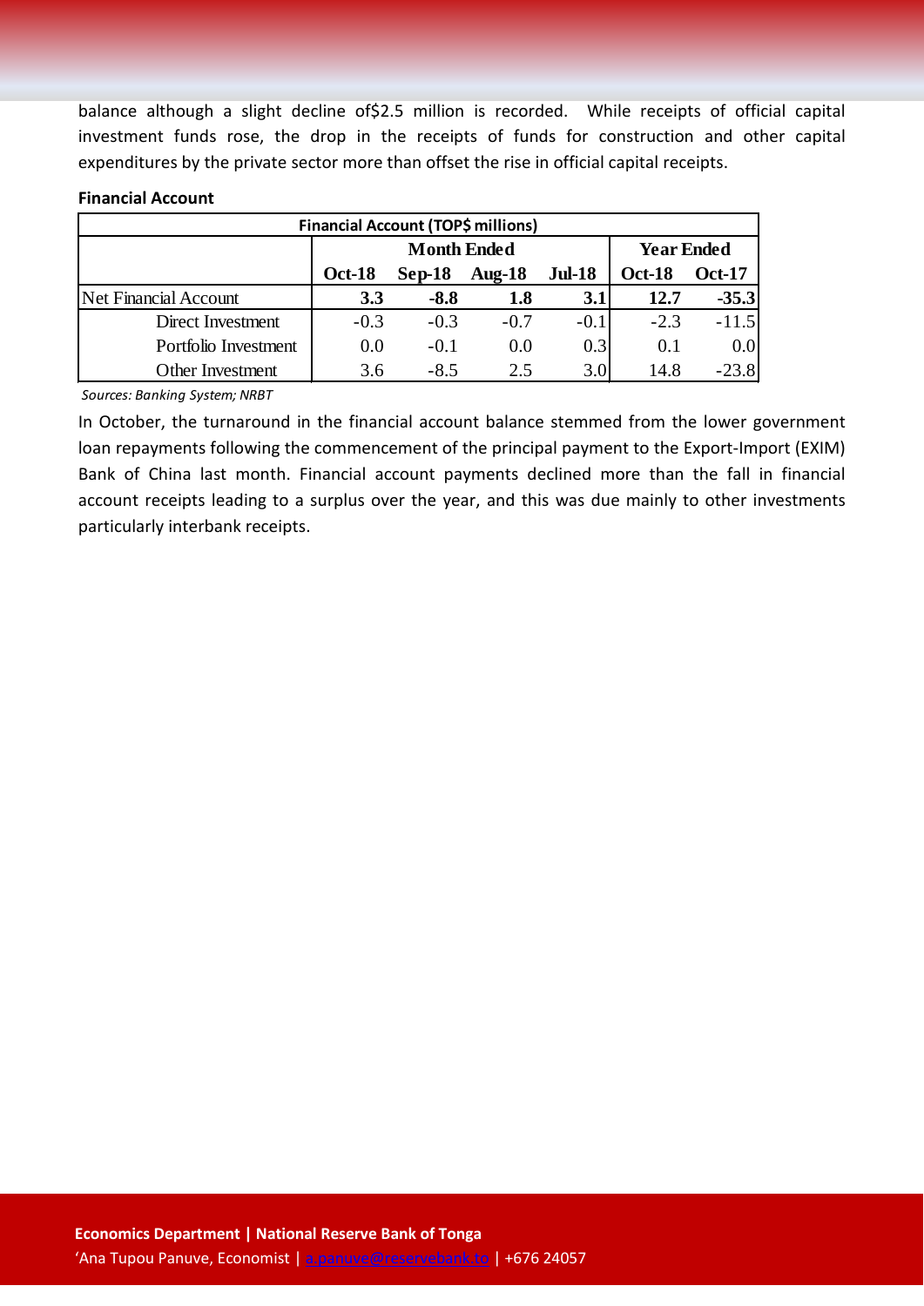balance although a slight decline of$2.5 million is recorded. While receipts of official capital investment funds rose, the drop in the receipts of funds for construction and other capital expenditures by the private sector more than offset the rise in official capital receipts.

**Financial Account**

| Financial Account (TOP$ millions) | | | | | | |
|---|---|---|---|---|---|---|
| | **Month Ended** | | | | **Year Ended** | |
| | **Oct-18** | **Sep-18** | **Aug-18** | **Jul-18** | **Oct-18** | **Oct-17** |
| Net Financial Account | **3.3** | **-8.8** | **1.8** | **3.1** | **12.7** | **-35.3** |
| Direct Investment | -0.3 | -0.3 | -0.7 | -0.1 | -2.3 | -11.5 |
| Portfolio Investment | 0.0 | -0.1 | 0.0 | 0.3 | 0.1 | 0.0 |
| Other Investment | 3.6 | -8.5 | 2.5 | 3.0 | 14.8 | -23.8 |

*Sources: Banking System; NRBT*

In October, the turnaround in the financial account balance stemmed from the lower government loan repayments following the commencement of the principal payment to the Export-Import (EXIM) Bank of China last month. Financial account payments declined more than the fall in financial account receipts leading to a surplus over the year, and this was due mainly to other investments particularly interbank receipts.

**Economics Department | National Reserve Bank of Tonga**
'Ana Tupou Panuve, Economist | a.panuve@reservebank.to | +676 24057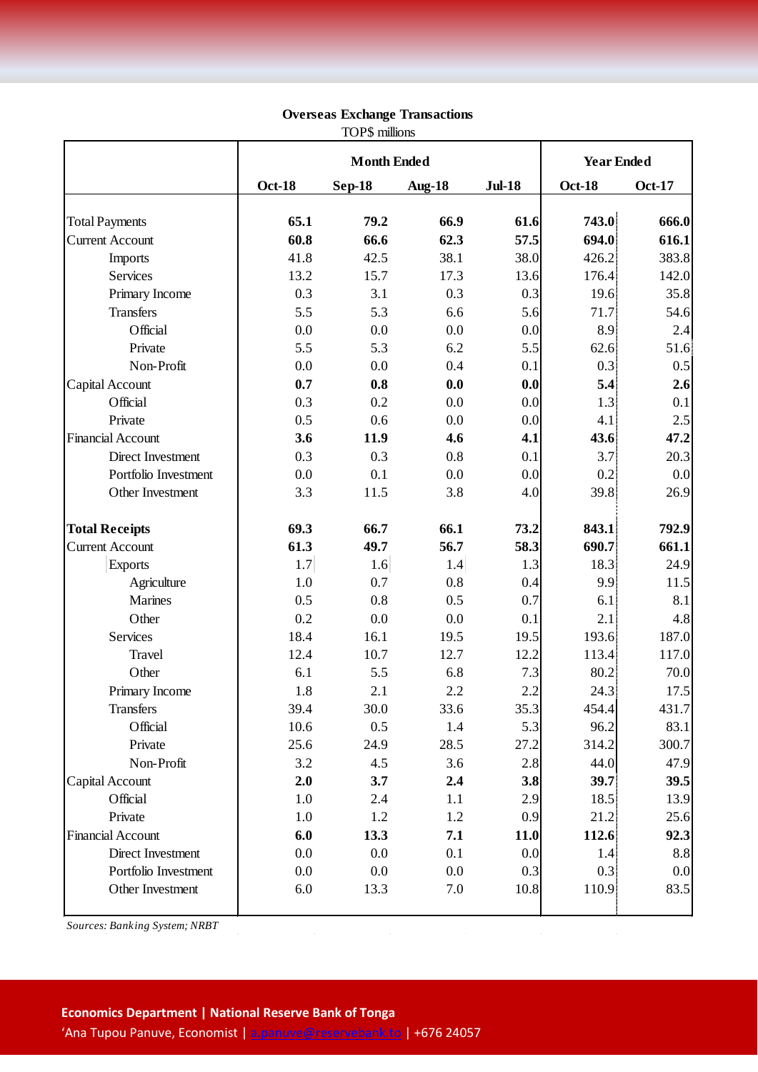**Overseas Exchange Transactions**

TOP$ millions

| | Month Ended | | | | Year Ended | |
|---|---|---|---|---|---|---|
| | Oct-18 | Sep-18 | Aug-18 | Jul-18 | Oct-18 | Oct-17 |
| Total Payments | **65.1** | **79.2** | **66.9** | **61.6** | **743.0** | **666.0** |
| Current Account | **60.8** | **66.6** | **62.3** | **57.5** | **694.0** | **616.1** |
| Imports | 41.8 | 42.5 | 38.1 | 38.0 | 426.2 | 383.8 |
| Services | 13.2 | 15.7 | 17.3 | 13.6 | 176.4 | 142.0 |
| Primary Income | 0.3 | 3.1 | 0.3 | 0.3 | 19.6 | 35.8 |
| Transfers | 5.5 | 5.3 | 6.6 | 5.6 | 71.7 | 54.6 |
| Official | 0.0 | 0.0 | 0.0 | 0.0 | 8.9 | 2.4 |
| Private | 5.5 | 5.3 | 6.2 | 5.5 | 62.6 | 51.6 |
| Non-Profit | 0.0 | 0.0 | 0.4 | 0.1 | 0.3 | 0.5 |
| Capital Account | **0.7** | **0.8** | **0.0** | **0.0** | **5.4** | **2.6** |
| Official | 0.3 | 0.2 | 0.0 | 0.0 | 1.3 | 0.1 |
| Private | 0.5 | 0.6 | 0.0 | 0.0 | 4.1 | 2.5 |
| Financial Account | **3.6** | **11.9** | **4.6** | **4.1** | **43.6** | **47.2** |
| Direct Investment | 0.3 | 0.3 | 0.8 | 0.1 | 3.7 | 20.3 |
| Portfolio Investment | 0.0 | 0.1 | 0.0 | 0.0 | 0.2 | 0.0 |
| Other Investment | 3.3 | 11.5 | 3.8 | 4.0 | 39.8 | 26.9 |
| **Total Receipts** | **69.3** | **66.7** | **66.1** | **73.2** | **843.1** | **792.9** |
| Current Account | **61.3** | **49.7** | **56.7** | **58.3** | **690.7** | **661.1** |
| Exports | 1.7 | 1.6 | 1.4 | 1.3 | 18.3 | 24.9 |
| Agriculture | 1.0 | 0.7 | 0.8 | 0.4 | 9.9 | 11.5 |
| Marines | 0.5 | 0.8 | 0.5 | 0.7 | 6.1 | 8.1 |
| Other | 0.2 | 0.0 | 0.0 | 0.1 | 2.1 | 4.8 |
| Services | 18.4 | 16.1 | 19.5 | 19.5 | 193.6 | 187.0 |
| Travel | 12.4 | 10.7 | 12.7 | 12.2 | 113.4 | 117.0 |
| Other | 6.1 | 5.5 | 6.8 | 7.3 | 80.2 | 70.0 |
| Primary Income | 1.8 | 2.1 | 2.2 | 2.2 | 24.3 | 17.5 |
| Transfers | 39.4 | 30.0 | 33.6 | 35.3 | 454.4 | 431.7 |
| Official | 10.6 | 0.5 | 1.4 | 5.3 | 96.2 | 83.1 |
| Private | 25.6 | 24.9 | 28.5 | 27.2 | 314.2 | 300.7 |
| Non-Profit | 3.2 | 4.5 | 3.6 | 2.8 | 44.0 | 47.9 |
| Capital Account | **2.0** | **3.7** | **2.4** | **3.8** | **39.7** | **39.5** |
| Official | 1.0 | 2.4 | 1.1 | 2.9 | 18.5 | 13.9 |
| Private | 1.0 | 1.2 | 1.2 | 0.9 | 21.2 | 25.6 |
| Financial Account | **6.0** | **13.3** | **7.1** | **11.0** | **112.6** | **92.3** |
| Direct Investment | 0.0 | 0.0 | 0.1 | 0.0 | 1.4 | 8.8 |
| Portfolio Investment | 0.0 | 0.0 | 0.0 | 0.3 | 0.3 | 0.0 |
| Other Investment | 6.0 | 13.3 | 7.0 | 10.8 | 110.9 | 83.5 |

*Sources: Banking System; NRBT*

**Economics Department | National Reserve Bank of Tonga**

ʻAna Tupou Panuve, Economist | a.panuve@reservebank.to | +676 24057